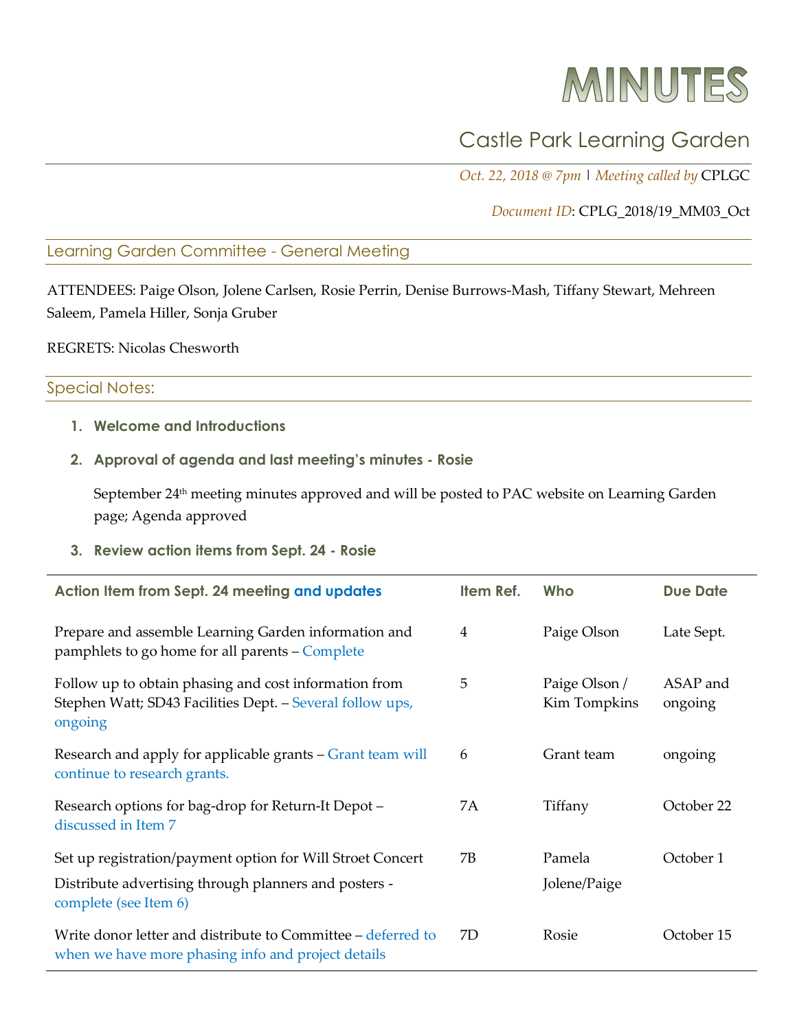# MINUTES

## Castle Park Learning Garden

*Oct. 22, 2018 @ 7pm* | *Meeting called by* CPLGC

*Document ID*: CPLG_2018/19_MM03_Oct

### Learning Garden Committee - General Meeting

ATTENDEES: Paige Olson, Jolene Carlsen, Rosie Perrin, Denise Burrows-Mash, Tiffany Stewart, Mehreen Saleem, Pamela Hiller, Sonja Gruber

REGRETS: Nicolas Chesworth

### Special Notes:

1. **Welcome and Introductions**

2. **Approval of agenda and last meeting's minutes - Rosie**

   September 24th meeting minutes approved and will be posted to PAC website on Learning Garden page; Agenda approved

3. **Review action items from Sept. 24 - Rosie**

| Action Item from Sept. 24 meeting and updates | Item Ref. | Who | Due Date |
|---|---|---|---|
| Prepare and assemble Learning Garden information and pamphlets to go home for all parents – Complete | 4 | Paige Olson | Late Sept. |
| Follow up to obtain phasing and cost information from Stephen Watt; SD43 Facilities Dept. – Several follow ups, ongoing | 5 | Paige Olson / Kim Tompkins | ASAP and ongoing |
| Research and apply for applicable grants – Grant team will continue to research grants. | 6 | Grant team | ongoing |
| Research options for bag-drop for Return-It Depot – discussed in Item 7 | 7A | Tiffany | October 22 |
| Set up registration/payment option for Will Stroet Concert<br>Distribute advertising through planners and posters - complete (see Item 6) | 7B | Pamela<br>Jolene/Paige | October 1 |
| Write donor letter and distribute to Committee – deferred to when we have more phasing info and project details | 7D | Rosie | October 15 |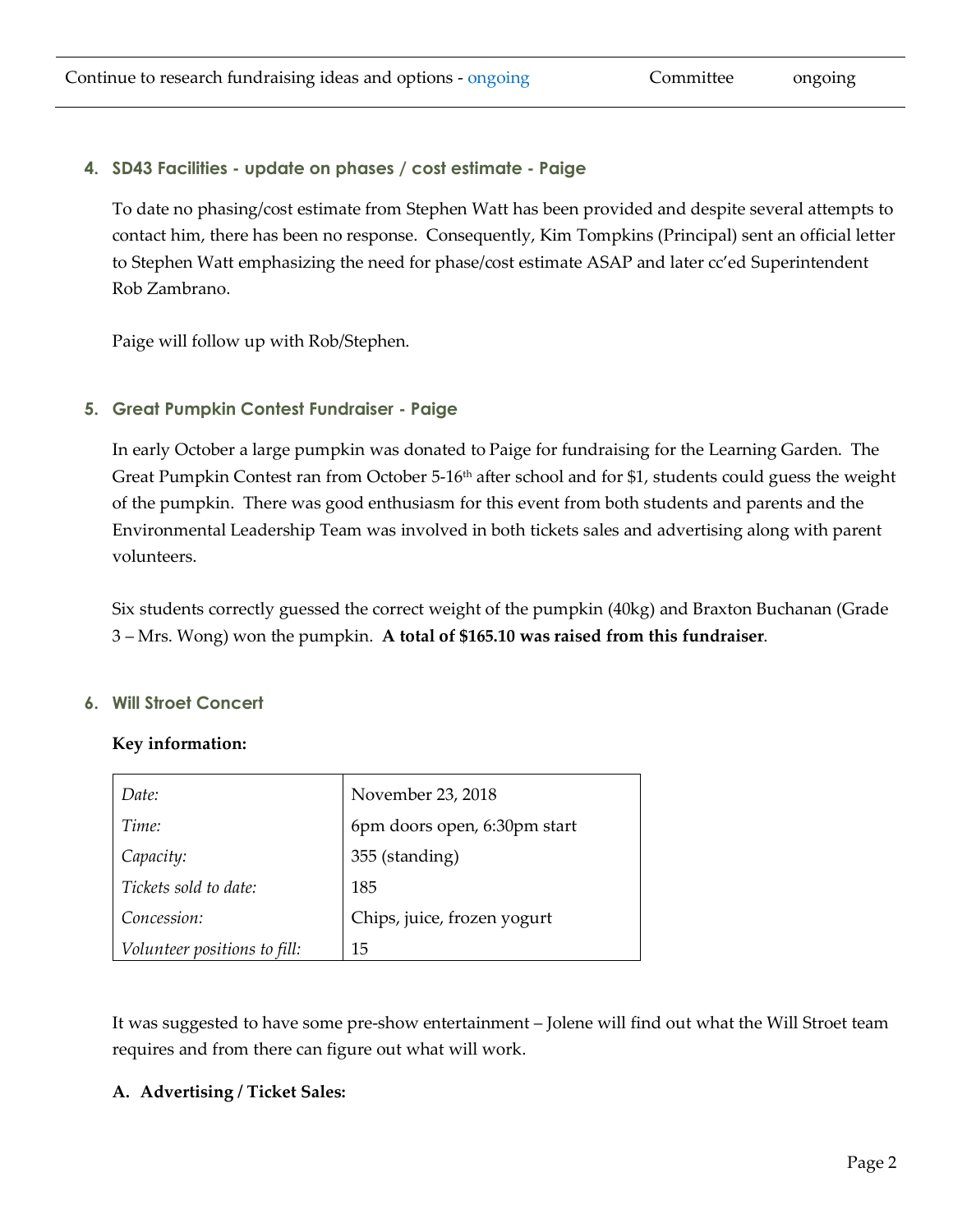| Continue to research fundraising ideas and options - ongoing | Committee | ongoing |
|---|---|---|

### 4. SD43 Facilities - update on phases / cost estimate - Paige

To date no phasing/cost estimate from Stephen Watt has been provided and despite several attempts to contact him, there has been no response. Consequently, Kim Tompkins (Principal) sent an official letter to Stephen Watt emphasizing the need for phase/cost estimate ASAP and later cc'ed Superintendent Rob Zambrano.

Paige will follow up with Rob/Stephen.

### 5. Great Pumpkin Contest Fundraiser - Paige

In early October a large pumpkin was donated to Paige for fundraising for the Learning Garden. The Great Pumpkin Contest ran from October 5-16th after school and for $1, students could guess the weight of the pumpkin. There was good enthusiasm for this event from both students and parents and the Environmental Leadership Team was involved in both tickets sales and advertising along with parent volunteers.

Six students correctly guessed the correct weight of the pumpkin (40kg) and Braxton Buchanan (Grade 3 – Mrs. Wong) won the pumpkin. **A total of $165.10 was raised from this fundraiser**.

### 6. Will Stroet Concert

**Key information:**

| | |
|---|---|
| *Date:* | November 23, 2018 |
| *Time:* | 6pm doors open, 6:30pm start |
| *Capacity:* | 355 (standing) |
| *Tickets sold to date:* | 185 |
| *Concession:* | Chips, juice, frozen yogurt |
| *Volunteer positions to fill:* | 15 |

It was suggested to have some pre-show entertainment – Jolene will find out what the Will Stroet team requires and from there can figure out what will work.

**A. Advertising / Ticket Sales:**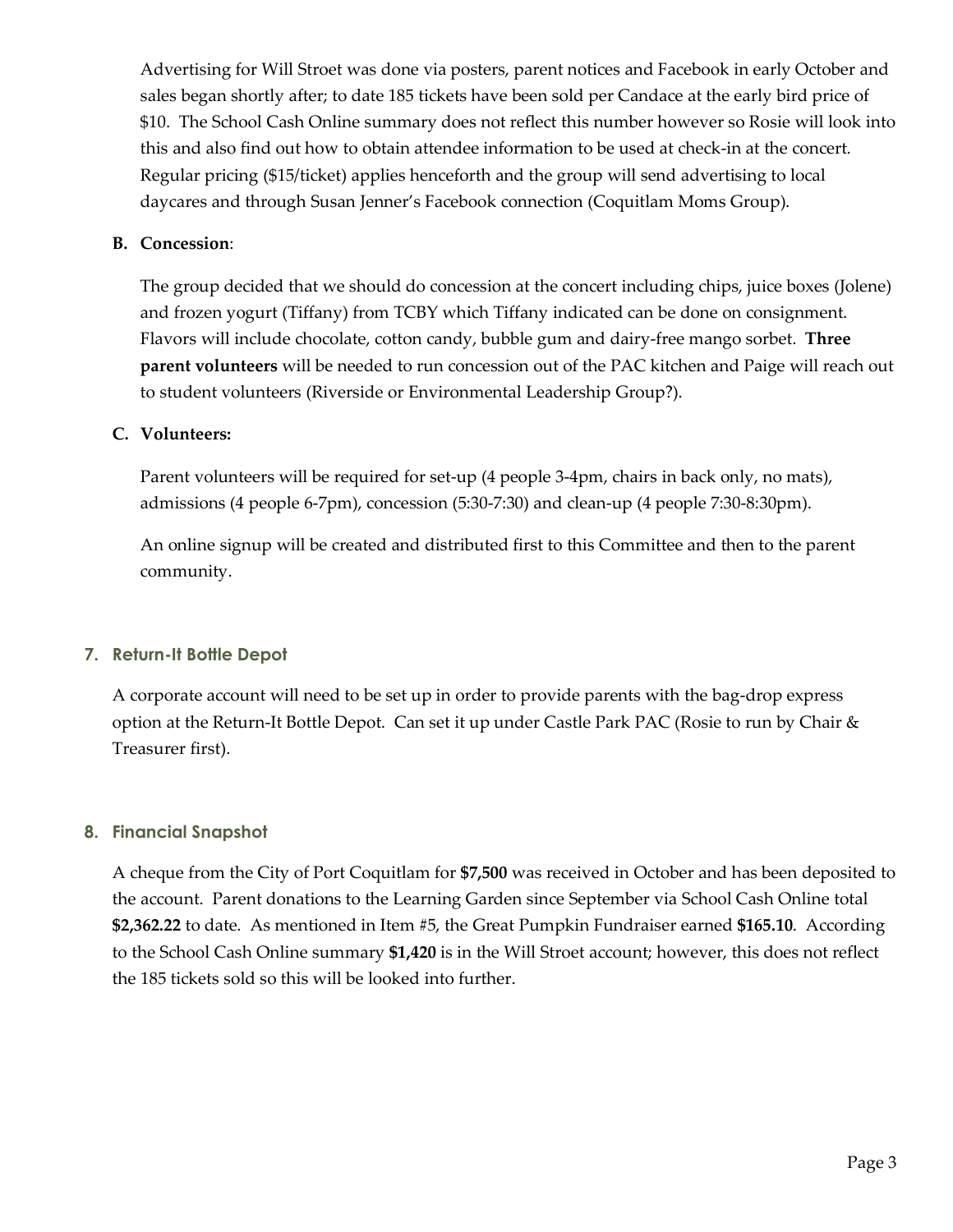Advertising for Will Stroet was done via posters, parent notices and Facebook in early October and sales began shortly after; to date 185 tickets have been sold per Candace at the early bird price of $10. The School Cash Online summary does not reflect this number however so Rosie will look into this and also find out how to obtain attendee information to be used at check-in at the concert. Regular pricing ($15/ticket) applies henceforth and the group will send advertising to local daycares and through Susan Jenner's Facebook connection (Coquitlam Moms Group).

**B. Concession**:

The group decided that we should do concession at the concert including chips, juice boxes (Jolene) and frozen yogurt (Tiffany) from TCBY which Tiffany indicated can be done on consignment. Flavors will include chocolate, cotton candy, bubble gum and dairy-free mango sorbet. **Three parent volunteers** will be needed to run concession out of the PAC kitchen and Paige will reach out to student volunteers (Riverside or Environmental Leadership Group?).

**C. Volunteers:**

Parent volunteers will be required for set-up (4 people 3-4pm, chairs in back only, no mats), admissions (4 people 6-7pm), concession (5:30-7:30) and clean-up (4 people 7:30-8:30pm).

An online signup will be created and distributed first to this Committee and then to the parent community.

## 7. Return-It Bottle Depot

A corporate account will need to be set up in order to provide parents with the bag-drop express option at the Return-It Bottle Depot. Can set it up under Castle Park PAC (Rosie to run by Chair & Treasurer first).

## 8. Financial Snapshot

A cheque from the City of Port Coquitlam for **$7,500** was received in October and has been deposited to the account. Parent donations to the Learning Garden since September via School Cash Online total **$2,362.22** to date. As mentioned in Item #5, the Great Pumpkin Fundraiser earned **$165.10**. According to the School Cash Online summary **$1,420** is in the Will Stroet account; however, this does not reflect the 185 tickets sold so this will be looked into further.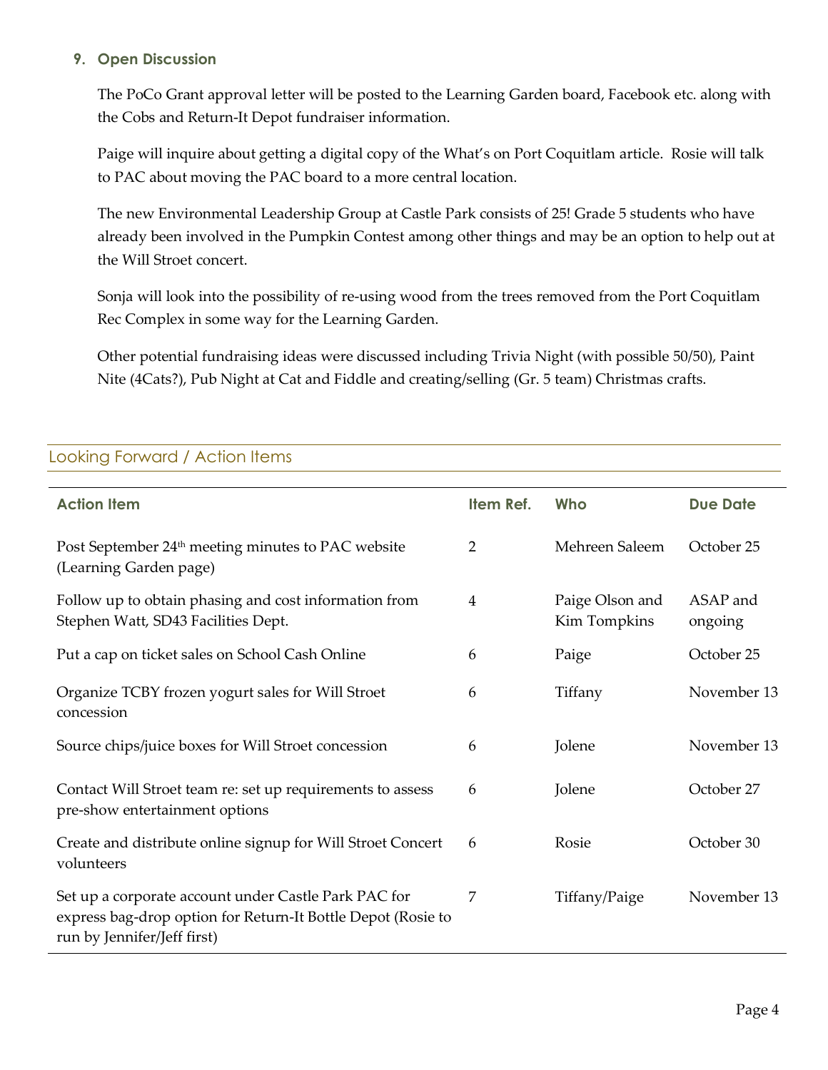### 9. Open Discussion

The PoCo Grant approval letter will be posted to the Learning Garden board, Facebook etc. along with the Cobs and Return-It Depot fundraiser information.

Paige will inquire about getting a digital copy of the What's on Port Coquitlam article. Rosie will talk to PAC about moving the PAC board to a more central location.

The new Environmental Leadership Group at Castle Park consists of 25! Grade 5 students who have already been involved in the Pumpkin Contest among other things and may be an option to help out at the Will Stroet concert.

Sonja will look into the possibility of re-using wood from the trees removed from the Port Coquitlam Rec Complex in some way for the Learning Garden.

Other potential fundraising ideas were discussed including Trivia Night (with possible 50/50), Paint Nite (4Cats?), Pub Night at Cat and Fiddle and creating/selling (Gr. 5 team) Christmas crafts.

## Looking Forward / Action Items

| Action Item | Item Ref. | Who | Due Date |
|---|---|---|---|
| Post September 24th meeting minutes to PAC website (Learning Garden page) | 2 | Mehreen Saleem | October 25 |
| Follow up to obtain phasing and cost information from Stephen Watt, SD43 Facilities Dept. | 4 | Paige Olson and Kim Tompkins | ASAP and ongoing |
| Put a cap on ticket sales on School Cash Online | 6 | Paige | October 25 |
| Organize TCBY frozen yogurt sales for Will Stroet concession | 6 | Tiffany | November 13 |
| Source chips/juice boxes for Will Stroet concession | 6 | Jolene | November 13 |
| Contact Will Stroet team re: set up requirements to assess pre-show entertainment options | 6 | Jolene | October 27 |
| Create and distribute online signup for Will Stroet Concert volunteers | 6 | Rosie | October 30 |
| Set up a corporate account under Castle Park PAC for express bag-drop option for Return-It Bottle Depot (Rosie to run by Jennifer/Jeff first) | 7 | Tiffany/Paige | November 13 |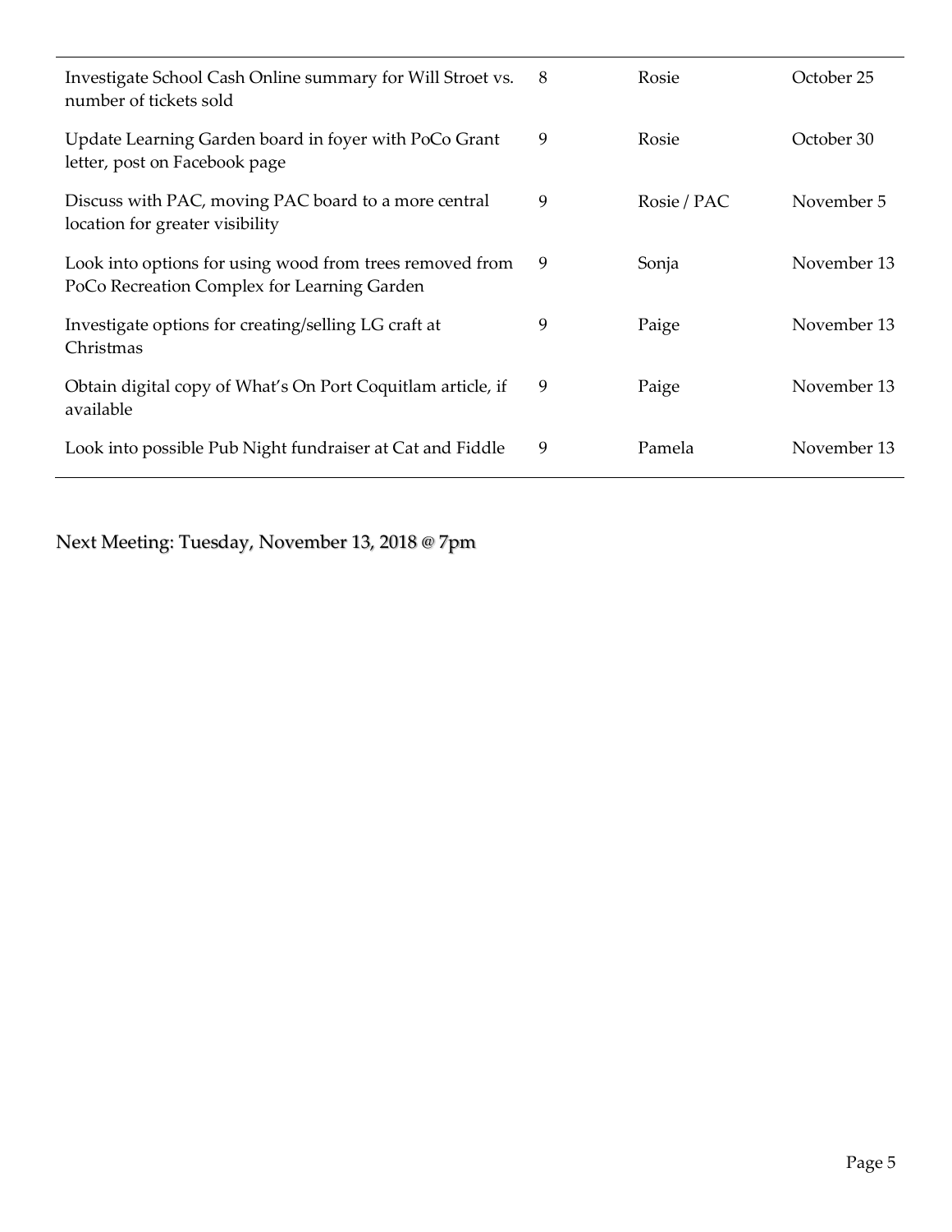| | | | |
|---|---|---|---|
| Investigate School Cash Online summary for Will Stroet vs. number of tickets sold | 8 | Rosie | October 25 |
| Update Learning Garden board in foyer with PoCo Grant letter, post on Facebook page | 9 | Rosie | October 30 |
| Discuss with PAC, moving PAC board to a more central location for greater visibility | 9 | Rosie / PAC | November 5 |
| Look into options for using wood from trees removed from PoCo Recreation Complex for Learning Garden | 9 | Sonja | November 13 |
| Investigate options for creating/selling LG craft at Christmas | 9 | Paige | November 13 |
| Obtain digital copy of What's On Port Coquitlam article, if available | 9 | Paige | November 13 |
| Look into possible Pub Night fundraiser at Cat and Fiddle | 9 | Pamela | November 13 |

Next Meeting: Tuesday, November 13, 2018 @ 7pm